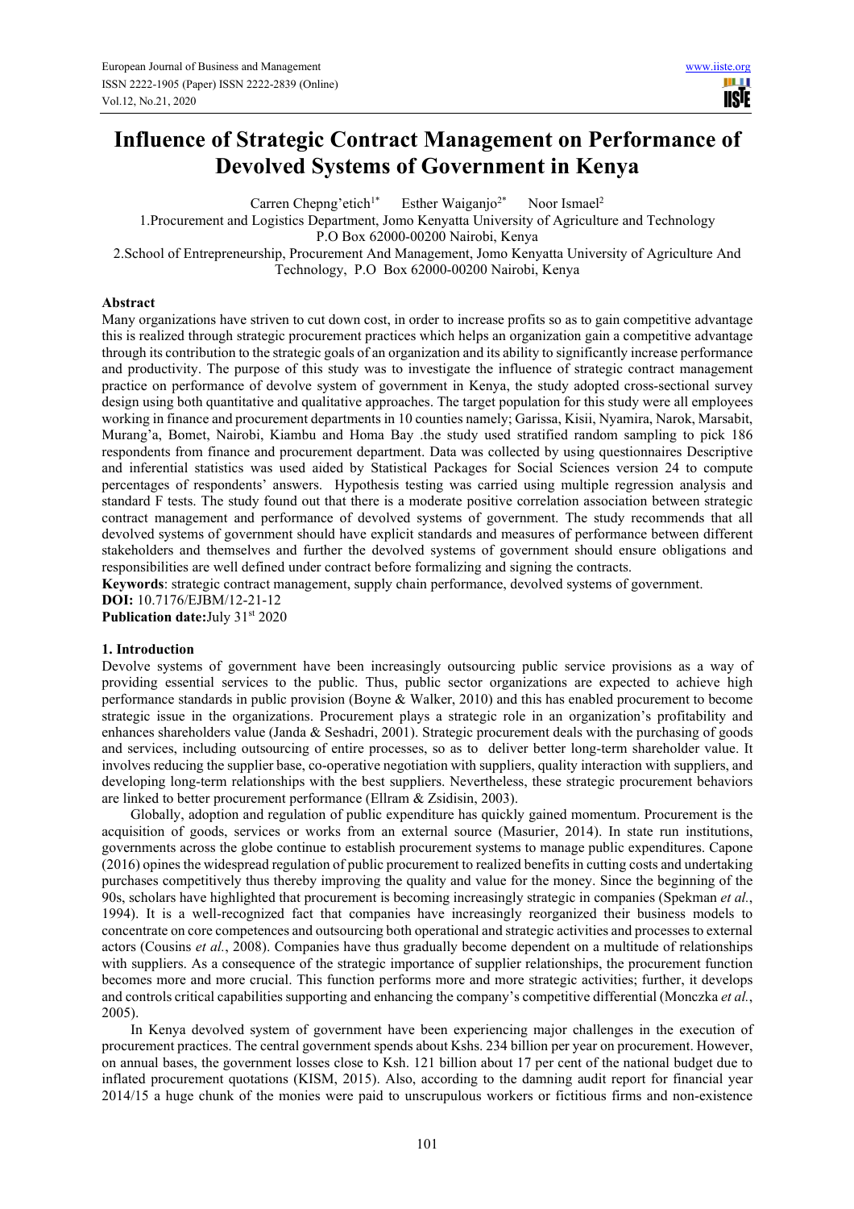# Influence of Strategic Contract Management on Performance of Devolved Systems of Government in Kenya

Carren Chepng'etich[1*] Esther Waiganjo[2*] Noor Ismael[2]

1.Procurement and Logistics Department, Jomo Kenyatta University of Agriculture and Technology P.O Box 62000-00200 Nairobi, Kenya

2.School of Entrepreneurship, Procurement And Management, Jomo Kenyatta University of Agriculture And Technology, P.O Box 62000-00200 Nairobi, Kenya

## Abstract

Many organizations have striven to cut down cost, in order to increase profits so as to gain competitive advantage this is realized through strategic procurement practices which helps an organization gain a competitive advantage through its contribution to the strategic goals of an organization and its ability to significantly increase performance and productivity. The purpose of this study was to investigate the influence of strategic contract management practice on performance of devolve system of government in Kenya, the study adopted cross-sectional survey design using both quantitative and qualitative approaches. The target population for this study were all employees working in finance and procurement departments in 10 counties namely; Garissa, Kisii, Nyamira, Narok, Marsabit, Murang'a, Bomet, Nairobi, Kiambu and Homa Bay .the study used stratified random sampling to pick 186 respondents from finance and procurement department. Data was collected by using questionnaires Descriptive and inferential statistics was used aided by Statistical Packages for Social Sciences version 24 to compute percentages of respondents' answers. Hypothesis testing was carried using multiple regression analysis and standard F tests. The study found out that there is a moderate positive correlation association between strategic contract management and performance of devolved systems of government. The study recommends that all devolved systems of government should have explicit standards and measures of performance between different stakeholders and themselves and further the devolved systems of government should ensure obligations and responsibilities are well defined under contract before formalizing and signing the contracts.

**Keywords**: strategic contract management, supply chain performance, devolved systems of government.

**DOI:** 10.7176/EJBM/12-21-12

**Publication date:**July 31st 2020

## 1. Introduction

Devolve systems of government have been increasingly outsourcing public service provisions as a way of providing essential services to the public. Thus, public sector organizations are expected to achieve high performance standards in public provision (Boyne & Walker, 2010) and this has enabled procurement to become strategic issue in the organizations. Procurement plays a strategic role in an organization's profitability and enhances shareholders value (Janda & Seshadri, 2001). Strategic procurement deals with the purchasing of goods and services, including outsourcing of entire processes, so as to deliver better long-term shareholder value. It involves reducing the supplier base, co-operative negotiation with suppliers, quality interaction with suppliers, and developing long-term relationships with the best suppliers. Nevertheless, these strategic procurement behaviors are linked to better procurement performance (Ellram & Zsidisin, 2003).

Globally, adoption and regulation of public expenditure has quickly gained momentum. Procurement is the acquisition of goods, services or works from an external source (Masurier, 2014). In state run institutions, governments across the globe continue to establish procurement systems to manage public expenditures. Capone (2016) opines the widespread regulation of public procurement to realized benefits in cutting costs and undertaking purchases competitively thus thereby improving the quality and value for the money. Since the beginning of the 90s, scholars have highlighted that procurement is becoming increasingly strategic in companies (Spekman *et al.*, 1994). It is a well-recognized fact that companies have increasingly reorganized their business models to concentrate on core competences and outsourcing both operational and strategic activities and processes to external actors (Cousins *et al.*, 2008). Companies have thus gradually become dependent on a multitude of relationships with suppliers. As a consequence of the strategic importance of supplier relationships, the procurement function becomes more and more crucial. This function performs more and more strategic activities; further, it develops and controls critical capabilities supporting and enhancing the company's competitive differential (Monczka *et al.*, 2005).

In Kenya devolved system of government have been experiencing major challenges in the execution of procurement practices. The central government spends about Kshs. 234 billion per year on procurement. However, on annual bases, the government losses close to Ksh. 121 billion about 17 per cent of the national budget due to inflated procurement quotations (KISM, 2015). Also, according to the damning audit report for financial year 2014/15 a huge chunk of the monies were paid to unscrupulous workers or fictitious firms and non-existence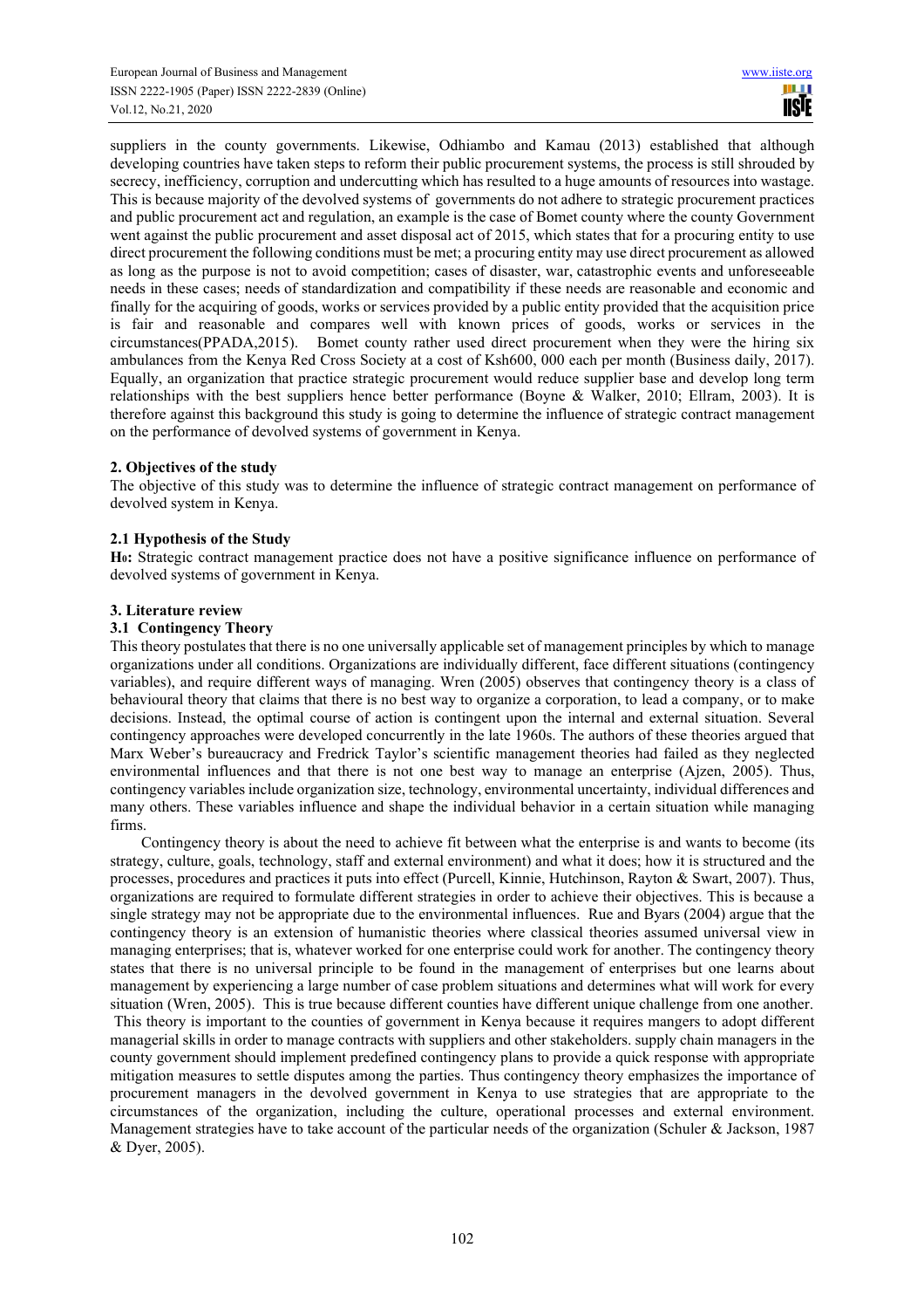suppliers in the county governments. Likewise, Odhiambo and Kamau (2013) established that although developing countries have taken steps to reform their public procurement systems, the process is still shrouded by secrecy, inefficiency, corruption and undercutting which has resulted to a huge amounts of resources into wastage. This is because majority of the devolved systems of governments do not adhere to strategic procurement practices and public procurement act and regulation, an example is the case of Bomet county where the county Government went against the public procurement and asset disposal act of 2015, which states that for a procuring entity to use direct procurement the following conditions must be met; a procuring entity may use direct procurement as allowed as long as the purpose is not to avoid competition; cases of disaster, war, catastrophic events and unforeseeable needs in these cases; needs of standardization and compatibility if these needs are reasonable and economic and finally for the acquiring of goods, works or services provided by a public entity provided that the acquisition price is fair and reasonable and compares well with known prices of goods, works or services in the circumstances(PPADA,2015). Bomet county rather used direct procurement when they were the hiring six ambulances from the Kenya Red Cross Society at a cost of Ksh600, 000 each per month (Business daily, 2017). Equally, an organization that practice strategic procurement would reduce supplier base and develop long term relationships with the best suppliers hence better performance (Boyne & Walker, 2010; Ellram, 2003). It is therefore against this background this study is going to determine the influence of strategic contract management on the performance of devolved systems of government in Kenya.

## 2. Objectives of the study

The objective of this study was to determine the influence of strategic contract management on performance of devolved system in Kenya.

### 2.1 Hypothesis of the Study

**$H_0$:** Strategic contract management practice does not have a positive significance influence on performance of devolved systems of government in Kenya.

## 3. Literature review

### 3.1 Contingency Theory

This theory postulates that there is no one universally applicable set of management principles by which to manage organizations under all conditions. Organizations are individually different, face different situations (contingency variables), and require different ways of managing. Wren (2005) observes that contingency theory is a class of behavioural theory that claims that there is no best way to organize a corporation, to lead a company, or to make decisions. Instead, the optimal course of action is contingent upon the internal and external situation. Several contingency approaches were developed concurrently in the late 1960s. The authors of these theories argued that Marx Weber's bureaucracy and Fredrick Taylor's scientific management theories had failed as they neglected environmental influences and that there is not one best way to manage an enterprise (Ajzen, 2005). Thus, contingency variables include organization size, technology, environmental uncertainty, individual differences and many others. These variables influence and shape the individual behavior in a certain situation while managing firms.

Contingency theory is about the need to achieve fit between what the enterprise is and wants to become (its strategy, culture, goals, technology, staff and external environment) and what it does; how it is structured and the processes, procedures and practices it puts into effect (Purcell, Kinnie, Hutchinson, Rayton & Swart, 2007). Thus, organizations are required to formulate different strategies in order to achieve their objectives. This is because a single strategy may not be appropriate due to the environmental influences. Rue and Byars (2004) argue that the contingency theory is an extension of humanistic theories where classical theories assumed universal view in managing enterprises; that is, whatever worked for one enterprise could work for another. The contingency theory states that there is no universal principle to be found in the management of enterprises but one learns about management by experiencing a large number of case problem situations and determines what will work for every situation (Wren, 2005). This is true because different counties have different unique challenge from one another. This theory is important to the counties of government in Kenya because it requires mangers to adopt different managerial skills in order to manage contracts with suppliers and other stakeholders. supply chain managers in the county government should implement predefined contingency plans to provide a quick response with appropriate mitigation measures to settle disputes among the parties. Thus contingency theory emphasizes the importance of procurement managers in the devolved government in Kenya to use strategies that are appropriate to the circumstances of the organization, including the culture, operational processes and external environment. Management strategies have to take account of the particular needs of the organization (Schuler & Jackson, 1987 & Dyer, 2005).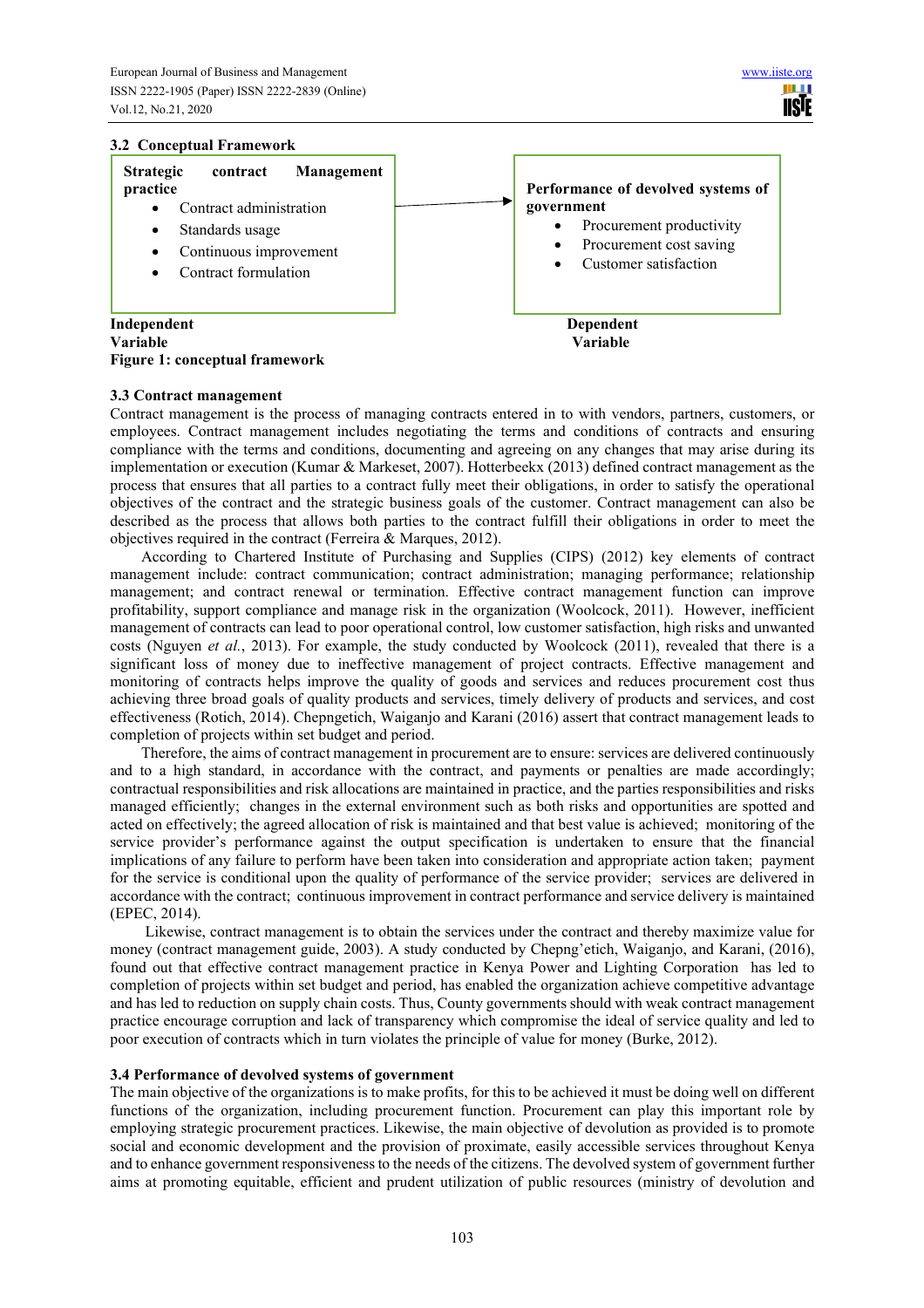### 3.2 Conceptual Framework

| Strategic contract Management practice |  | Performance of devolved systems of government |
|---|---|---|
| • Contract administration<br>• Standards usage<br>• Continuous improvement<br>• Contract formulation | → | • Procurement productivity<br>• Procurement cost saving<br>• Customer satisfaction |
| **Independent Variable** |  | **Dependent Variable** |

**Figure 1: conceptual framework**

### 3.3 Contract management

Contract management is the process of managing contracts entered in to with vendors, partners, customers, or employees. Contract management includes negotiating the terms and conditions of contracts and ensuring compliance with the terms and conditions, documenting and agreeing on any changes that may arise during its implementation or execution (Kumar & Markeset, 2007). Hotterbeekx (2013) defined contract management as the process that ensures that all parties to a contract fully meet their obligations, in order to satisfy the operational objectives of the contract and the strategic business goals of the customer. Contract management can also be described as the process that allows both parties to the contract fulfill their obligations in order to meet the objectives required in the contract (Ferreira & Marques, 2012).

According to Chartered Institute of Purchasing and Supplies (CIPS) (2012) key elements of contract management include: contract communication; contract administration; managing performance; relationship management; and contract renewal or termination. Effective contract management function can improve profitability, support compliance and manage risk in the organization (Woolcock, 2011). However, inefficient management of contracts can lead to poor operational control, low customer satisfaction, high risks and unwanted costs (Nguyen *et al.*, 2013). For example, the study conducted by Woolcock (2011), revealed that there is a significant loss of money due to ineffective management of project contracts. Effective management and monitoring of contracts helps improve the quality of goods and services and reduces procurement cost thus achieving three broad goals of quality products and services, timely delivery of products and services, and cost effectiveness (Rotich, 2014). Chepngetich, Waiganjo and Karani (2016) assert that contract management leads to completion of projects within set budget and period.

Therefore, the aims of contract management in procurement are to ensure: services are delivered continuously and to a high standard, in accordance with the contract, and payments or penalties are made accordingly; contractual responsibilities and risk allocations are maintained in practice, and the parties responsibilities and risks managed efficiently; changes in the external environment such as both risks and opportunities are spotted and acted on effectively; the agreed allocation of risk is maintained and that best value is achieved; monitoring of the service provider's performance against the output specification is undertaken to ensure that the financial implications of any failure to perform have been taken into consideration and appropriate action taken; payment for the service is conditional upon the quality of performance of the service provider; services are delivered in accordance with the contract; continuous improvement in contract performance and service delivery is maintained (EPEC, 2014).

Likewise, contract management is to obtain the services under the contract and thereby maximize value for money (contract management guide, 2003). A study conducted by Chepng'etich, Waiganjo, and Karani, (2016), found out that effective contract management practice in Kenya Power and Lighting Corporation has led to completion of projects within set budget and period, has enabled the organization achieve competitive advantage and has led to reduction on supply chain costs. Thus, County governments should with weak contract management practice encourage corruption and lack of transparency which compromise the ideal of service quality and led to poor execution of contracts which in turn violates the principle of value for money (Burke, 2012).

### 3.4 Performance of devolved systems of government

The main objective of the organizations is to make profits, for this to be achieved it must be doing well on different functions of the organization, including procurement function. Procurement can play this important role by employing strategic procurement practices. Likewise, the main objective of devolution as provided is to promote social and economic development and the provision of proximate, easily accessible services throughout Kenya and to enhance government responsiveness to the needs of the citizens. The devolved system of government further aims at promoting equitable, efficient and prudent utilization of public resources (ministry of devolution and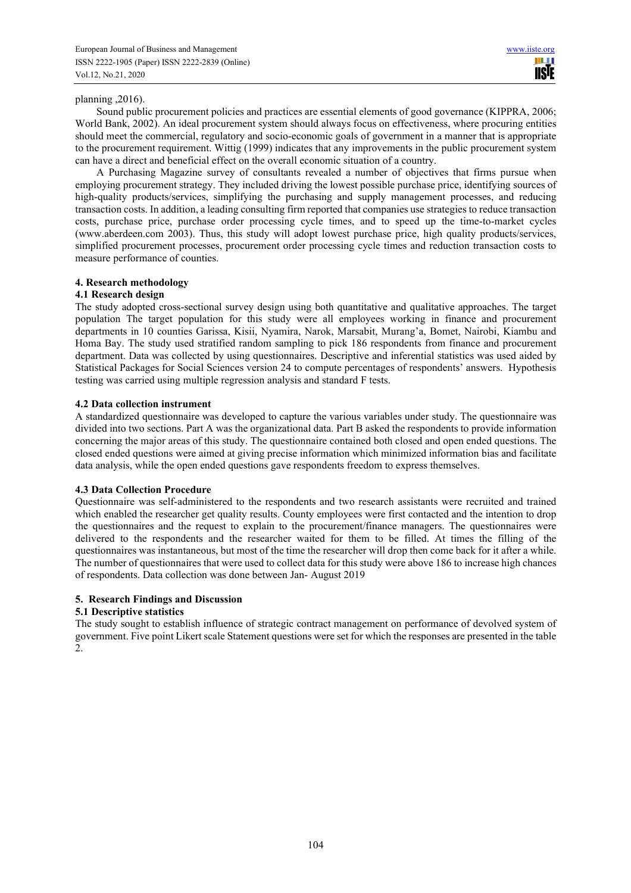planning ,2016).

Sound public procurement policies and practices are essential elements of good governance (KIPPRA, 2006; World Bank, 2002). An ideal procurement system should always focus on effectiveness, where procuring entities should meet the commercial, regulatory and socio-economic goals of government in a manner that is appropriate to the procurement requirement. Wittig (1999) indicates that any improvements in the public procurement system can have a direct and beneficial effect on the overall economic situation of a country.

A Purchasing Magazine survey of consultants revealed a number of objectives that firms pursue when employing procurement strategy. They included driving the lowest possible purchase price, identifying sources of high-quality products/services, simplifying the purchasing and supply management processes, and reducing transaction costs. In addition, a leading consulting firm reported that companies use strategies to reduce transaction costs, purchase price, purchase order processing cycle times, and to speed up the time-to-market cycles (www.aberdeen.com 2003). Thus, this study will adopt lowest purchase price, high quality products/services, simplified procurement processes, procurement order processing cycle times and reduction transaction costs to measure performance of counties.

## 4. Research methodology

### 4.1 Research design

The study adopted cross-sectional survey design using both quantitative and qualitative approaches. The target population The target population for this study were all employees working in finance and procurement departments in 10 counties Garissa, Kisii, Nyamira, Narok, Marsabit, Murang'a, Bomet, Nairobi, Kiambu and Homa Bay. The study used stratified random sampling to pick 186 respondents from finance and procurement department. Data was collected by using questionnaires. Descriptive and inferential statistics was used aided by Statistical Packages for Social Sciences version 24 to compute percentages of respondents' answers. Hypothesis testing was carried using multiple regression analysis and standard F tests.

### 4.2 Data collection instrument

A standardized questionnaire was developed to capture the various variables under study. The questionnaire was divided into two sections. Part A was the organizational data. Part B asked the respondents to provide information concerning the major areas of this study. The questionnaire contained both closed and open ended questions. The closed ended questions were aimed at giving precise information which minimized information bias and facilitate data analysis, while the open ended questions gave respondents freedom to express themselves.

### 4.3 Data Collection Procedure

Questionnaire was self-administered to the respondents and two research assistants were recruited and trained which enabled the researcher get quality results. County employees were first contacted and the intention to drop the questionnaires and the request to explain to the procurement/finance managers. The questionnaires were delivered to the respondents and the researcher waited for them to be filled. At times the filling of the questionnaires was instantaneous, but most of the time the researcher will drop then come back for it after a while. The number of questionnaires that were used to collect data for this study were above 186 to increase high chances of respondents. Data collection was done between Jan- August 2019

## 5. Research Findings and Discussion

### 5.1 Descriptive statistics

The study sought to establish influence of strategic contract management on performance of devolved system of government. Five point Likert scale Statement questions were set for which the responses are presented in the table 2.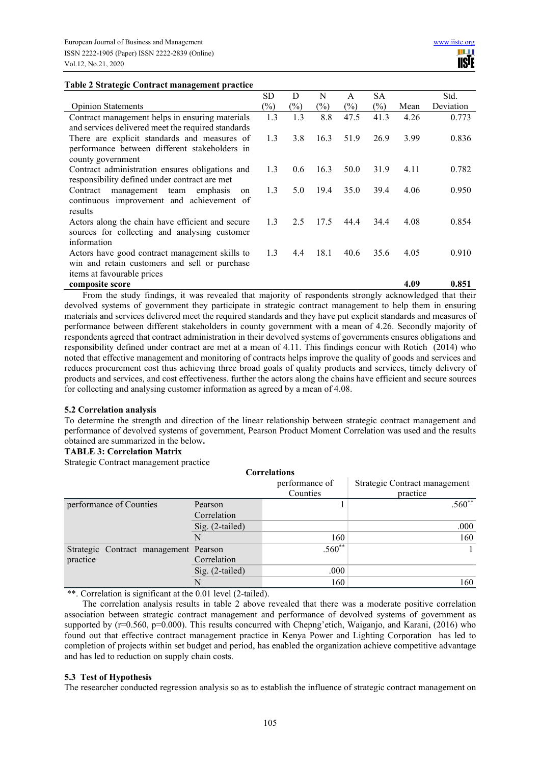**Table 2 Strategic Contract management practice**

| Opinion Statements | SD (%) | D (%) | N (%) | A (%) | SA (%) | Mean | Std. Deviation |
|---|---|---|---|---|---|---|---|
| Contract management helps in ensuring materials and services delivered meet the required standards | 1.3 | 1.3 | 8.8 | 47.5 | 41.3 | 4.26 | 0.773 |
| There are explicit standards and measures of performance between different stakeholders in county government | 1.3 | 3.8 | 16.3 | 51.9 | 26.9 | 3.99 | 0.836 |
| Contract administration ensures obligations and responsibility defined under contract are met | 1.3 | 0.6 | 16.3 | 50.0 | 31.9 | 4.11 | 0.782 |
| Contract management team emphasis on continuous improvement and achievement of results | 1.3 | 5.0 | 19.4 | 35.0 | 39.4 | 4.06 | 0.950 |
| Actors along the chain have efficient and secure sources for collecting and analysing customer information | 1.3 | 2.5 | 17.5 | 44.4 | 34.4 | 4.08 | 0.854 |
| Actors have good contract management skills to win and retain customers and sell or purchase items at favourable prices | 1.3 | 4.4 | 18.1 | 40.6 | 35.6 | 4.05 | 0.910 |
| **composite score** | | | | | | **4.09** | **0.851** |

From the study findings, it was revealed that majority of respondents strongly acknowledged that their devolved systems of government they participate in strategic contract management to help them in ensuring materials and services delivered meet the required standards and they have put explicit standards and measures of performance between different stakeholders in county government with a mean of 4.26. Secondly majority of respondents agreed that contract administration in their devolved systems of governments ensures obligations and responsibility defined under contract are met at a mean of 4.11. This findings concur with Rotich (2014) who noted that effective management and monitoring of contracts helps improve the quality of goods and services and reduces procurement cost thus achieving three broad goals of quality products and services, timely delivery of products and services, and cost effectiveness. further the actors along the chains have efficient and secure sources for collecting and analysing customer information as agreed by a mean of 4.08.

### 5.2 Correlation analysis

To determine the strength and direction of the linear relationship between strategic contract management and performance of devolved systems of government, Pearson Product Moment Correlation was used and the results obtained are summarized in the below**.**

**TABLE 3: Correlation Matrix**

Strategic Contract management practice

**Correlations**

| | | performance of Counties | Strategic Contract management practice |
|---|---|---|---|
| performance of Counties | Pearson Correlation | 1 | .560** |
| | Sig. (2-tailed) | | .000 |
| | N | 160 | 160 |
| Strategic Contract management practice | Pearson Correlation | .560** | 1 |
| | Sig. (2-tailed) | .000 | |
| | N | 160 | 160 |

**. Correlation is significant at the 0.01 level (2-tailed).

The correlation analysis results in table 2 above revealed that there was a moderate positive correlation association between strategic contract management and performance of devolved systems of government as supported by ($r=0.560$, $p=0.000$). This results concurred with Chepng'etich, Waiganjo, and Karani, (2016) who found out that effective contract management practice in Kenya Power and Lighting Corporation has led to completion of projects within set budget and period, has enabled the organization achieve competitive advantage and has led to reduction on supply chain costs.

### 5.3 Test of Hypothesis

The researcher conducted regression analysis so as to establish the influence of strategic contract management on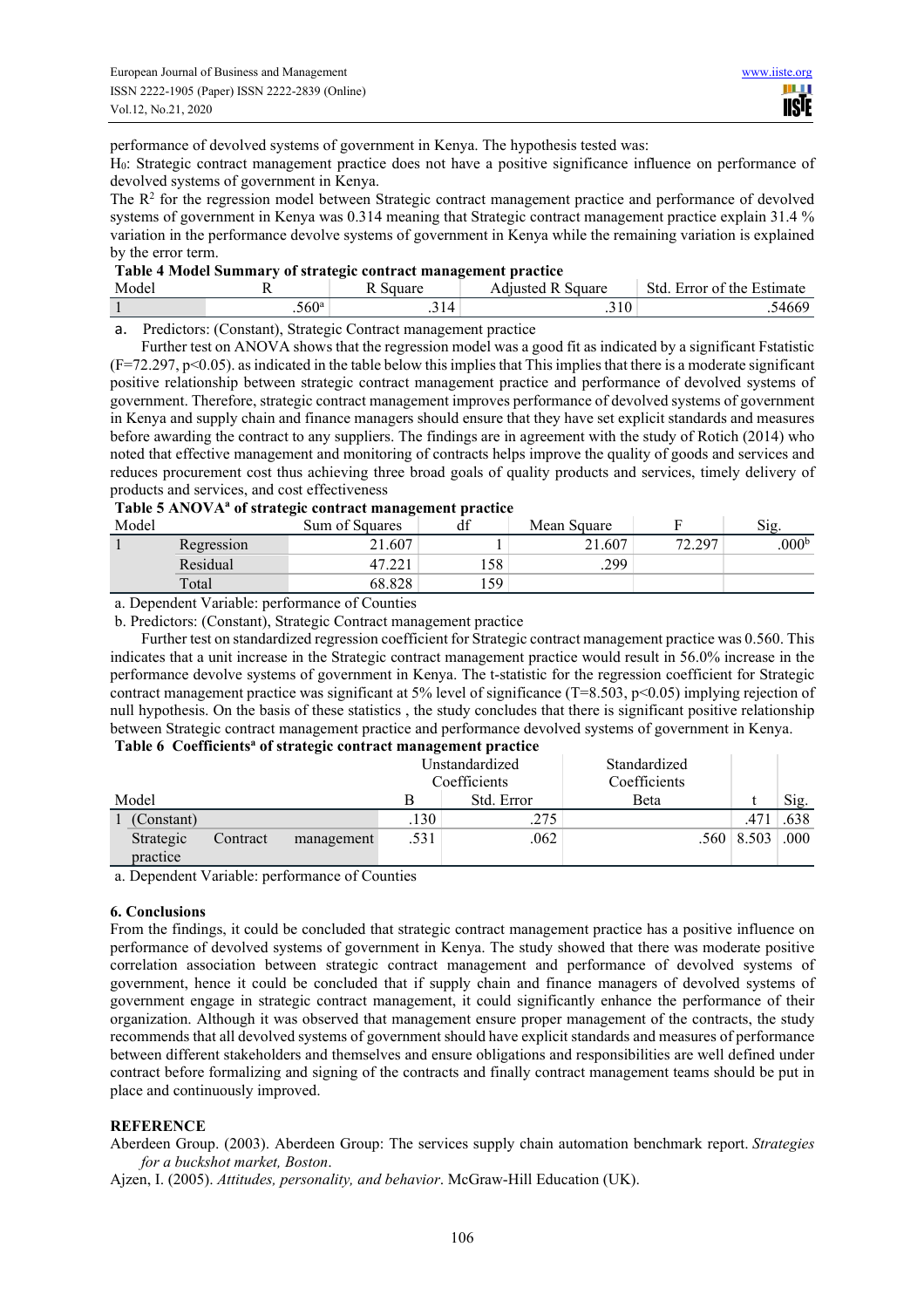performance of devolved systems of government in Kenya. The hypothesis tested was:

$H_0$: Strategic contract management practice does not have a positive significance influence on performance of devolved systems of government in Kenya.

The $R^2$ for the regression model between Strategic contract management practice and performance of devolved systems of government in Kenya was 0.314 meaning that Strategic contract management practice explain 31.4 % variation in the performance devolve systems of government in Kenya while the remaining variation is explained by the error term.

**Table 4 Model Summary of strategic contract management practice**

| Model | R | R Square | Adjusted R Square | Std. Error of the Estimate |
|---|---|---|---|---|
| 1 | .560[a] | .314 | .310 | .54669 |

a. Predictors: (Constant), Strategic Contract management practice

Further test on ANOVA shows that the regression model was a good fit as indicated by a significant Fstatistic ($F=72.297$, $p<0.05$). as indicated in the table below this implies that This implies that there is a moderate significant positive relationship between strategic contract management practice and performance of devolved systems of government. Therefore, strategic contract management improves performance of devolved systems of government in Kenya and supply chain and finance managers should ensure that they have set explicit standards and measures before awarding the contract to any suppliers. The findings are in agreement with the study of Rotich (2014) who noted that effective management and monitoring of contracts helps improve the quality of goods and services and reduces procurement cost thus achieving three broad goals of quality products and services, timely delivery of products and services, and cost effectiveness

**Table 5 ANOVA[a] of strategic contract management practice**

| Model | | Sum of Squares | df | Mean Square | F | Sig. |
|---|---|---|---|---|---|---|
| 1 | Regression | 21.607 | 1 | 21.607 | 72.297 | .000[b] |
| | Residual | 47.221 | 158 | .299 | | |
| | Total | 68.828 | 159 | | | |

a. Dependent Variable: performance of Counties

b. Predictors: (Constant), Strategic Contract management practice

Further test on standardized regression coefficient for Strategic contract management practice was 0.560. This indicates that a unit increase in the Strategic contract management practice would result in 56.0% increase in the performance devolve systems of government in Kenya. The t-statistic for the regression coefficient for Strategic contract management practice was significant at 5% level of significance ($T=8.503$, $p<0.05$) implying rejection of null hypothesis. On the basis of these statistics , the study concludes that there is significant positive relationship between Strategic contract management practice and performance devolved systems of government in Kenya.

**Table 6 Coefficients[a] of strategic contract management practice**

| Model | Unstandardized Coefficients | | Standardized Coefficients | | |
|---|---|---|---|---|---|
| | B | Std. Error | Beta | t | Sig. |
| 1 (Constant) | .130 | .275 | | .471 | .638 |
| Strategic Contract management practice | .531 | .062 | .560 | 8.503 | .000 |

a. Dependent Variable: performance of Counties

## 6. Conclusions

From the findings, it could be concluded that strategic contract management practice has a positive influence on performance of devolved systems of government in Kenya. The study showed that there was moderate positive correlation association between strategic contract management and performance of devolved systems of government, hence it could be concluded that if supply chain and finance managers of devolved systems of government engage in strategic contract management, it could significantly enhance the performance of their organization. Although it was observed that management ensure proper management of the contracts, the study recommends that all devolved systems of government should have explicit standards and measures of performance between different stakeholders and themselves and ensure obligations and responsibilities are well defined under contract before formalizing and signing of the contracts and finally contract management teams should be put in place and continuously improved.

## REFERENCE

Aberdeen Group. (2003). Aberdeen Group: The services supply chain automation benchmark report. *Strategies for a buckshot market, Boston*.

Ajzen, I. (2005). *Attitudes, personality, and behavior*. McGraw-Hill Education (UK).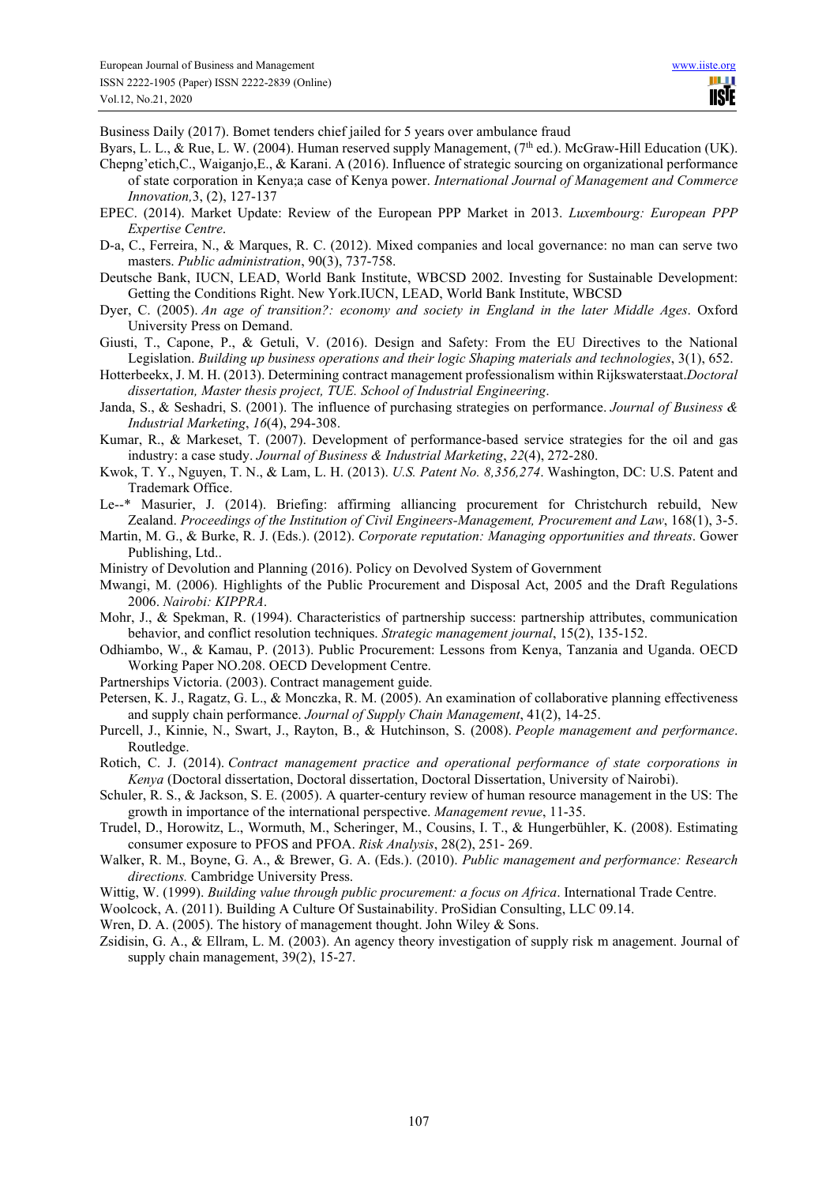Business Daily (2017). Bomet tenders chief jailed for 5 years over ambulance fraud

Byars, L. L., & Rue, L. W. (2004). Human reserved supply Management, (7th ed.). McGraw-Hill Education (UK).

Chepng'etich,C., Waiganjo,E., & Karani. A (2016). Influence of strategic sourcing on organizational performance of state corporation in Kenya;a case of Kenya power. *International Journal of Management and Commerce Innovation,*3, (2), 127-137

EPEC. (2014). Market Update: Review of the European PPP Market in 2013. *Luxembourg: European PPP Expertise Centre*.

D-a, C., Ferreira, N., & Marques, R. C. (2012). Mixed companies and local governance: no man can serve two masters. *Public administration*, 90(3), 737-758.

Deutsche Bank, IUCN, LEAD, World Bank Institute, WBCSD 2002. Investing for Sustainable Development: Getting the Conditions Right. New York.IUCN, LEAD, World Bank Institute, WBCSD

Dyer, C. (2005). *An age of transition?: economy and society in England in the later Middle Ages*. Oxford University Press on Demand.

Giusti, T., Capone, P., & Getuli, V. (2016). Design and Safety: From the EU Directives to the National Legislation. *Building up business operations and their logic Shaping materials and technologies*, 3(1), 652.

Hotterbeekx, J. M. H. (2013). Determining contract management professionalism within Rijkswaterstaat.*Doctoral dissertation, Master thesis project, TUE. School of Industrial Engineering*.

Janda, S., & Seshadri, S. (2001). The influence of purchasing strategies on performance. *Journal of Business & Industrial Marketing*, *16*(4), 294-308.

Kumar, R., & Markeset, T. (2007). Development of performance-based service strategies for the oil and gas industry: a case study. *Journal of Business & Industrial Marketing*, *22*(4), 272-280.

Kwok, T. Y., Nguyen, T. N., & Lam, L. H. (2013). *U.S. Patent No. 8,356,274*. Washington, DC: U.S. Patent and Trademark Office.

Le--* Masurier, J. (2014). Briefing: affirming alliancing procurement for Christchurch rebuild, New Zealand. *Proceedings of the Institution of Civil Engineers-Management, Procurement and Law*, 168(1), 3-5.

Martin, M. G., & Burke, R. J. (Eds.). (2012). *Corporate reputation: Managing opportunities and threats*. Gower Publishing, Ltd..

Ministry of Devolution and Planning (2016). Policy on Devolved System of Government

Mwangi, M. (2006). Highlights of the Public Procurement and Disposal Act, 2005 and the Draft Regulations 2006. *Nairobi: KIPPRA*.

Mohr, J., & Spekman, R. (1994). Characteristics of partnership success: partnership attributes, communication behavior, and conflict resolution techniques. *Strategic management journal*, 15(2), 135-152.

Odhiambo, W., & Kamau, P. (2013). Public Procurement: Lessons from Kenya, Tanzania and Uganda. OECD Working Paper NO.208. OECD Development Centre.

Partnerships Victoria. (2003). Contract management guide.

Petersen, K. J., Ragatz, G. L., & Monczka, R. M. (2005). An examination of collaborative planning effectiveness and supply chain performance. *Journal of Supply Chain Management*, 41(2), 14-25.

Purcell, J., Kinnie, N., Swart, J., Rayton, B., & Hutchinson, S. (2008). *People management and performance*. Routledge.

Rotich, C. J. (2014). *Contract management practice and operational performance of state corporations in Kenya* (Doctoral dissertation, Doctoral dissertation, Doctoral Dissertation, University of Nairobi).

Schuler, R. S., & Jackson, S. E. (2005). A quarter-century review of human resource management in the US: The growth in importance of the international perspective. *Management revue*, 11-35.

Trudel, D., Horowitz, L., Wormuth, M., Scheringer, M., Cousins, I. T., & Hungerbühler, K. (2008). Estimating consumer exposure to PFOS and PFOA. *Risk Analysis*, 28(2), 251- 269.

Walker, R. M., Boyne, G. A., & Brewer, G. A. (Eds.). (2010). *Public management and performance: Research directions.* Cambridge University Press.

Wittig, W. (1999). *Building value through public procurement: a focus on Africa*. International Trade Centre.

Woolcock, A. (2011). Building A Culture Of Sustainability. ProSidian Consulting, LLC 09.14.

Wren, D. A. (2005). The history of management thought. John Wiley & Sons.

Zsidisin, G. A., & Ellram, L. M. (2003). An agency theory investigation of supply risk m anagement. Journal of supply chain management, 39(2), 15-27.